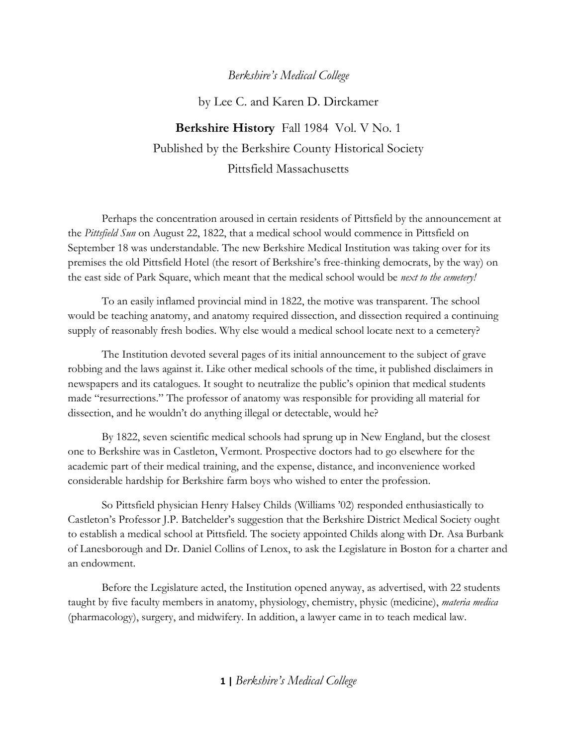*Berkshire's Medical College*

by Lee C. and Karen D. Dirckamer

**Berkshire History** Fall 1984 Vol. V No. 1

Published by the Berkshire County Historical Society

Pittsfield Massachusetts

Perhaps the concentration aroused in certain residents of Pittsfield by the announcement at the *Pittsfield Sun* on August 22, 1822, that a medical school would commence in Pittsfield on September 18 was understandable. The new Berkshire Medical Institution was taking over for its premises the old Pittsfield Hotel (the resort of Berkshire's free-thinking democrats, by the way) on the east side of Park Square, which meant that the medical school would be *next to the cemetery!*

To an easily inflamed provincial mind in 1822, the motive was transparent. The school would be teaching anatomy, and anatomy required dissection, and dissection required a continuing supply of reasonably fresh bodies. Why else would a medical school locate next to a cemetery?

The Institution devoted several pages of its initial announcement to the subject of grave robbing and the laws against it. Like other medical schools of the time, it published disclaimers in newspapers and its catalogues. It sought to neutralize the public's opinion that medical students made "resurrections." The professor of anatomy was responsible for providing all material for dissection, and he wouldn't do anything illegal or detectable, would he?

By 1822, seven scientific medical schools had sprung up in New England, but the closest one to Berkshire was in Castleton, Vermont. Prospective doctors had to go elsewhere for the academic part of their medical training, and the expense, distance, and inconvenience worked considerable hardship for Berkshire farm boys who wished to enter the profession.

So Pittsfield physician Henry Halsey Childs (Williams '02) responded enthusiastically to Castleton's Professor J.P. Batchelder's suggestion that the Berkshire District Medical Society ought to establish a medical school at Pittsfield. The society appointed Childs along with Dr. Asa Burbank of Lanesborough and Dr. Daniel Collins of Lenox, to ask the Legislature in Boston for a charter and an endowment.

Before the Legislature acted, the Institution opened anyway, as advertised, with 22 students taught by five faculty members in anatomy, physiology, chemistry, physic (medicine), *materia medica* (pharmacology), surgery, and midwifery. In addition, a lawyer came in to teach medical law.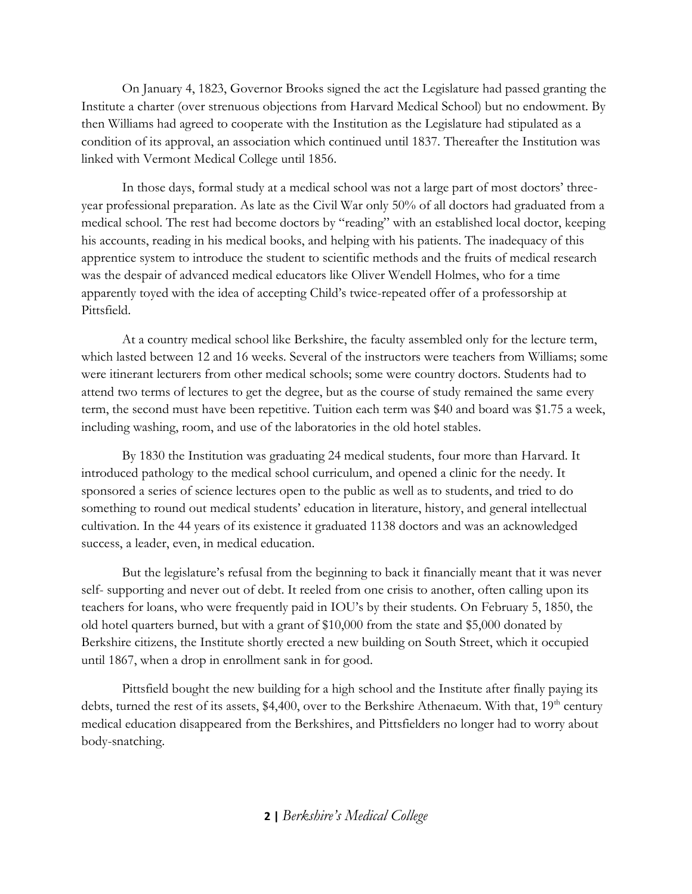On January 4, 1823, Governor Brooks signed the act the Legislature had passed granting the Institute a charter (over strenuous objections from Harvard Medical School) but no endowment. By then Williams had agreed to cooperate with the Institution as the Legislature had stipulated as a condition of its approval, an association which continued until 1837. Thereafter the Institution was linked with Vermont Medical College until 1856.

In those days, formal study at a medical school was not a large part of most doctors' three-year professional preparation. As late as the Civil War only 50% of all doctors had graduated from a medical school. The rest had become doctors by "reading" with an established local doctor, keeping his accounts, reading in his medical books, and helping with his patients. The inadequacy of this apprentice system to introduce the student to scientific methods and the fruits of medical research was the despair of advanced medical educators like Oliver Wendell Holmes, who for a time apparently toyed with the idea of accepting Child's twice-repeated offer of a professorship at Pittsfield.

At a country medical school like Berkshire, the faculty assembled only for the lecture term, which lasted between 12 and 16 weeks. Several of the instructors were teachers from Williams; some were itinerant lecturers from other medical schools; some were country doctors. Students had to attend two terms of lectures to get the degree, but as the course of study remained the same every term, the second must have been repetitive. Tuition each term was $40 and board was $1.75 a week, including washing, room, and use of the laboratories in the old hotel stables.

By 1830 the Institution was graduating 24 medical students, four more than Harvard. It introduced pathology to the medical school curriculum, and opened a clinic for the needy. It sponsored a series of science lectures open to the public as well as to students, and tried to do something to round out medical students' education in literature, history, and general intellectual cultivation. In the 44 years of its existence it graduated 1138 doctors and was an acknowledged success, a leader, even, in medical education.

But the legislature's refusal from the beginning to back it financially meant that it was never self- supporting and never out of debt. It reeled from one crisis to another, often calling upon its teachers for loans, who were frequently paid in IOU's by their students. On February 5, 1850, the old hotel quarters burned, but with a grant of $10,000 from the state and $5,000 donated by Berkshire citizens, the Institute shortly erected a new building on South Street, which it occupied until 1867, when a drop in enrollment sank in for good.

Pittsfield bought the new building for a high school and the Institute after finally paying its debts, turned the rest of its assets, $4,400, over to the Berkshire Athenaeum. With that, 19th century medical education disappeared from the Berkshires, and Pittsfielders no longer had to worry about body-snatching.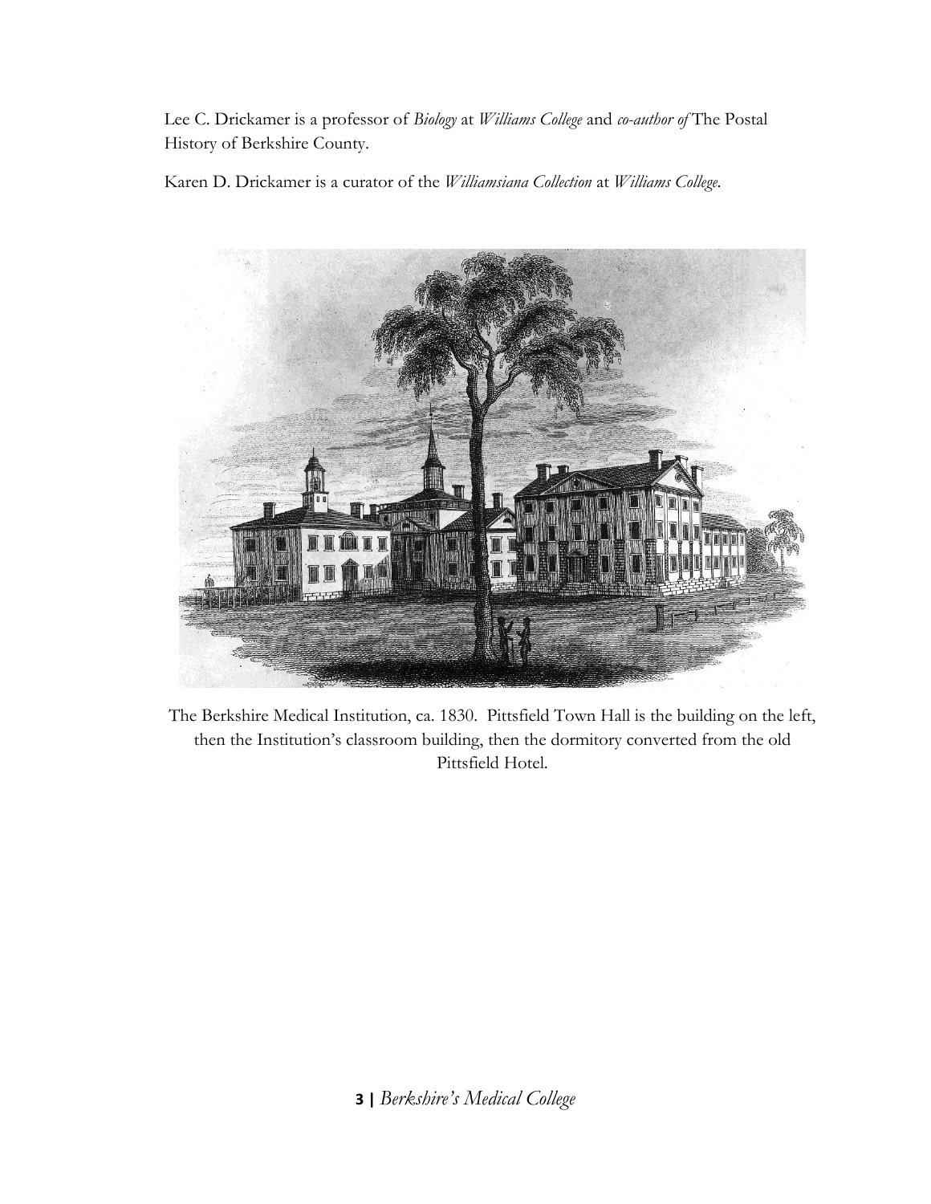Lee C. Drickamer is a professor of *Biology* at *Williams College* and *co-author of* The Postal History of Berkshire County.

Karen D. Drickamer is a curator of the *Williamsiana Collection* at *Williams College*.

The Berkshire Medical Institution, ca. 1830. Pittsfield Town Hall is the building on the left, then the Institution's classroom building, then the dormitory converted from the old Pittsfield Hotel.